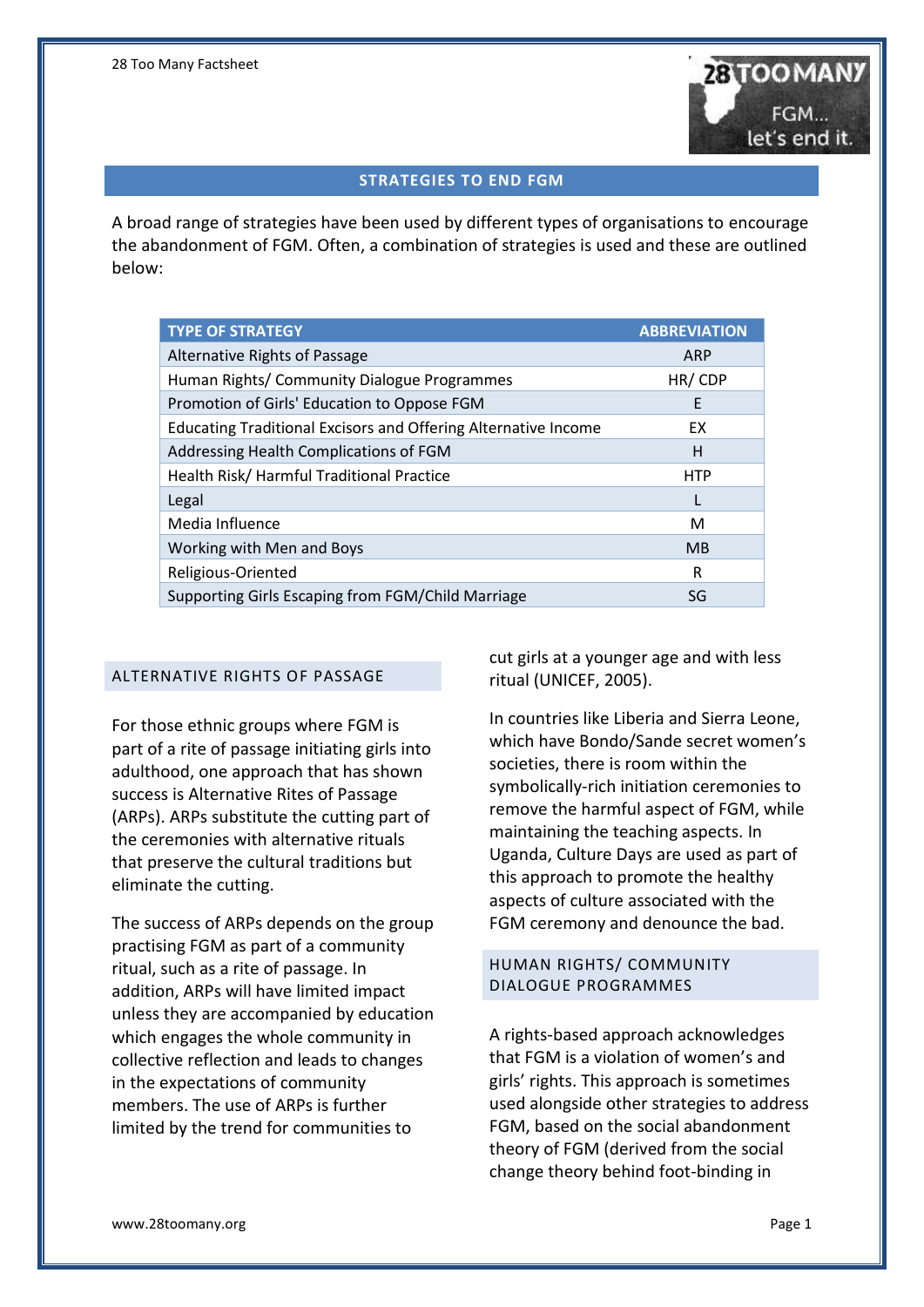## STRATEGIES TO END FGM

A broad range of strategies have been used by different types of organisations to encourage the abandonment of FGM. Often, a combination of strategies is used and these are outlined below:

| TYPE OF STRATEGY | ABBREVIATION |
|---|---|
| Alternative Rights of Passage | ARP |
| Human Rights/ Community Dialogue Programmes | HR/ CDP |
| Promotion of Girls' Education to Oppose FGM | E |
| Educating Traditional Excisors and Offering Alternative Income | EX |
| Addressing Health Complications of FGM | H |
| Health Risk/ Harmful Traditional Practice | HTP |
| Legal | L |
| Media Influence | M |
| Working with Men and Boys | MB |
| Religious-Oriented | R |
| Supporting Girls Escaping from FGM/Child Marriage | SG |

### ALTERNATIVE RIGHTS OF PASSAGE

For those ethnic groups where FGM is part of a rite of passage initiating girls into adulthood, one approach that has shown success is Alternative Rites of Passage (ARPs). ARPs substitute the cutting part of the ceremonies with alternative rituals that preserve the cultural traditions but eliminate the cutting.

The success of ARPs depends on the group practising FGM as part of a community ritual, such as a rite of passage. In addition, ARPs will have limited impact unless they are accompanied by education which engages the whole community in collective reflection and leads to changes in the expectations of community members. The use of ARPs is further limited by the trend for communities to cut girls at a younger age and with less ritual (UNICEF, 2005).

In countries like Liberia and Sierra Leone, which have Bondo/Sande secret women's societies, there is room within the symbolically-rich initiation ceremonies to remove the harmful aspect of FGM, while maintaining the teaching aspects. In Uganda, Culture Days are used as part of this approach to promote the healthy aspects of culture associated with the FGM ceremony and denounce the bad.

### HUMAN RIGHTS/ COMMUNITY DIALOGUE PROGRAMMES

A rights-based approach acknowledges that FGM is a violation of women's and girls' rights. This approach is sometimes used alongside other strategies to address FGM, based on the social abandonment theory of FGM (derived from the social change theory behind foot-binding in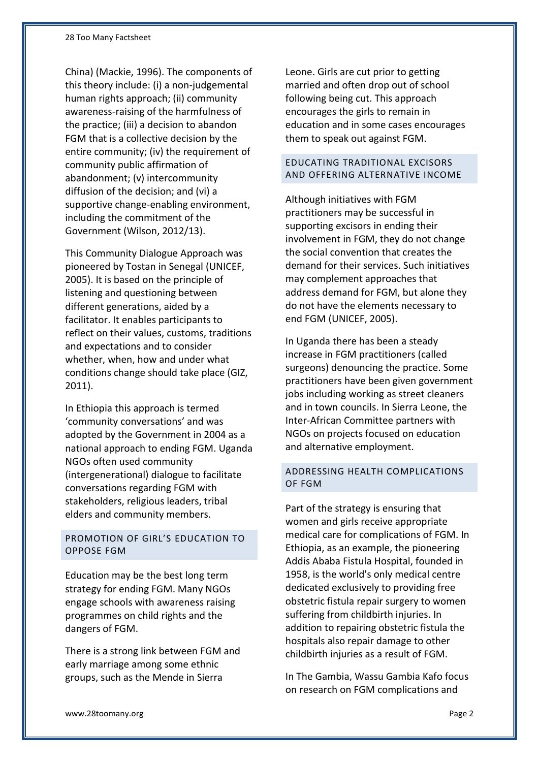China) (Mackie, 1996). The components of this theory include: (i) a non-judgemental human rights approach; (ii) community awareness-raising of the harmfulness of the practice; (iii) a decision to abandon FGM that is a collective decision by the entire community; (iv) the requirement of community public affirmation of abandonment; (v) intercommunity diffusion of the decision; and (vi) a supportive change-enabling environment, including the commitment of the Government (Wilson, 2012/13).

This Community Dialogue Approach was pioneered by Tostan in Senegal (UNICEF, 2005). It is based on the principle of listening and questioning between different generations, aided by a facilitator. It enables participants to reflect on their values, customs, traditions and expectations and to consider whether, when, how and under what conditions change should take place (GIZ, 2011).

In Ethiopia this approach is termed 'community conversations' and was adopted by the Government in 2004 as a national approach to ending FGM. Uganda NGOs often used community (intergenerational) dialogue to facilitate conversations regarding FGM with stakeholders, religious leaders, tribal elders and community members.

## PROMOTION OF GIRL'S EDUCATION TO OPPOSE FGM

Education may be the best long term strategy for ending FGM. Many NGOs engage schools with awareness raising programmes on child rights and the dangers of FGM.

There is a strong link between FGM and early marriage among some ethnic groups, such as the Mende in Sierra Leone. Girls are cut prior to getting married and often drop out of school following being cut. This approach encourages the girls to remain in education and in some cases encourages them to speak out against FGM.

## EDUCATING TRADITIONAL EXCISORS AND OFFERING ALTERNATIVE INCOME

Although initiatives with FGM practitioners may be successful in supporting excisors in ending their involvement in FGM, they do not change the social convention that creates the demand for their services. Such initiatives may complement approaches that address demand for FGM, but alone they do not have the elements necessary to end FGM (UNICEF, 2005).

In Uganda there has been a steady increase in FGM practitioners (called surgeons) denouncing the practice. Some practitioners have been given government jobs including working as street cleaners and in town councils. In Sierra Leone, the Inter-African Committee partners with NGOs on projects focused on education and alternative employment.

## ADDRESSING HEALTH COMPLICATIONS OF FGM

Part of the strategy is ensuring that women and girls receive appropriate medical care for complications of FGM. In Ethiopia, as an example, the pioneering Addis Ababa Fistula Hospital, founded in 1958, is the world's only medical centre dedicated exclusively to providing free obstetric fistula repair surgery to women suffering from childbirth injuries. In addition to repairing obstetric fistula the hospitals also repair damage to other childbirth injuries as a result of FGM.

In The Gambia, Wassu Gambia Kafo focus on research on FGM complications and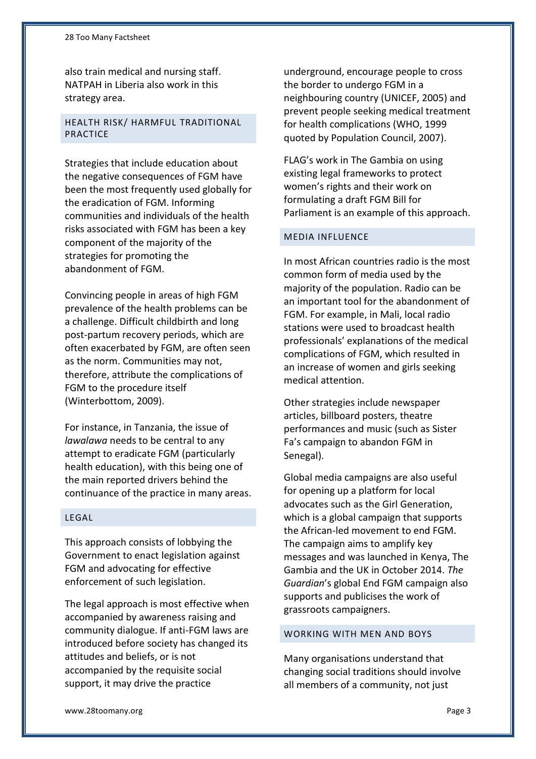also train medical and nursing staff. NATPAH in Liberia also work in this strategy area.

## HEALTH RISK/ HARMFUL TRADITIONAL PRACTICE

Strategies that include education about the negative consequences of FGM have been the most frequently used globally for the eradication of FGM. Informing communities and individuals of the health risks associated with FGM has been a key component of the majority of the strategies for promoting the abandonment of FGM.

Convincing people in areas of high FGM prevalence of the health problems can be a challenge. Difficult childbirth and long post-partum recovery periods, which are often exacerbated by FGM, are often seen as the norm. Communities may not, therefore, attribute the complications of FGM to the procedure itself (Winterbottom, 2009).

For instance, in Tanzania, the issue of *lawalawa* needs to be central to any attempt to eradicate FGM (particularly health education), with this being one of the main reported drivers behind the continuance of the practice in many areas.

## LEGAL

This approach consists of lobbying the Government to enact legislation against FGM and advocating for effective enforcement of such legislation.

The legal approach is most effective when accompanied by awareness raising and community dialogue. If anti-FGM laws are introduced before society has changed its attitudes and beliefs, or is not accompanied by the requisite social support, it may drive the practice underground, encourage people to cross the border to undergo FGM in a neighbouring country (UNICEF, 2005) and prevent people seeking medical treatment for health complications (WHO, 1999 quoted by Population Council, 2007).

FLAG's work in The Gambia on using existing legal frameworks to protect women's rights and their work on formulating a draft FGM Bill for Parliament is an example of this approach.

## MEDIA INFLUENCE

In most African countries radio is the most common form of media used by the majority of the population. Radio can be an important tool for the abandonment of FGM. For example, in Mali, local radio stations were used to broadcast health professionals' explanations of the medical complications of FGM, which resulted in an increase of women and girls seeking medical attention.

Other strategies include newspaper articles, billboard posters, theatre performances and music (such as Sister Fa's campaign to abandon FGM in Senegal).

Global media campaigns are also useful for opening up a platform for local advocates such as the Girl Generation, which is a global campaign that supports the African-led movement to end FGM. The campaign aims to amplify key messages and was launched in Kenya, The Gambia and the UK in October 2014. *The Guardian*'s global End FGM campaign also supports and publicises the work of grassroots campaigners.

## WORKING WITH MEN AND BOYS

Many organisations understand that changing social traditions should involve all members of a community, not just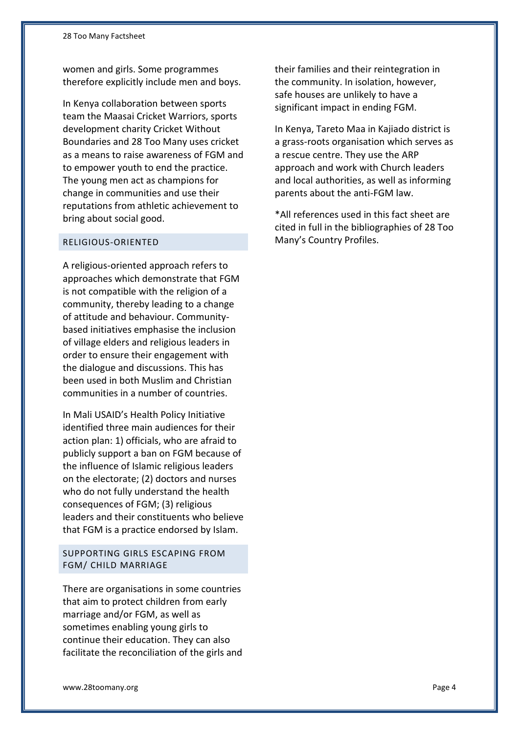women and girls. Some programmes therefore explicitly include men and boys.

In Kenya collaboration between sports team the Maasai Cricket Warriors, sports development charity Cricket Without Boundaries and 28 Too Many uses cricket as a means to raise awareness of FGM and to empower youth to end the practice. The young men act as champions for change in communities and use their reputations from athletic achievement to bring about social good.

## RELIGIOUS-ORIENTED

A religious-oriented approach refers to approaches which demonstrate that FGM is not compatible with the religion of a community, thereby leading to a change of attitude and behaviour. Community-based initiatives emphasise the inclusion of village elders and religious leaders in order to ensure their engagement with the dialogue and discussions. This has been used in both Muslim and Christian communities in a number of countries.

In Mali USAID's Health Policy Initiative identified three main audiences for their action plan: 1) officials, who are afraid to publicly support a ban on FGM because of the influence of Islamic religious leaders on the electorate; (2) doctors and nurses who do not fully understand the health consequences of FGM; (3) religious leaders and their constituents who believe that FGM is a practice endorsed by Islam.

## SUPPORTING GIRLS ESCAPING FROM FGM/ CHILD MARRIAGE

There are organisations in some countries that aim to protect children from early marriage and/or FGM, as well as sometimes enabling young girls to continue their education. They can also facilitate the reconciliation of the girls and their families and their reintegration in the community. In isolation, however, safe houses are unlikely to have a significant impact in ending FGM.

In Kenya, Tareto Maa in Kajiado district is a grass-roots organisation which serves as a rescue centre. They use the ARP approach and work with Church leaders and local authorities, as well as informing parents about the anti-FGM law.

*All references used in this fact sheet are cited in full in the bibliographies of 28 Too Many's Country Profiles.